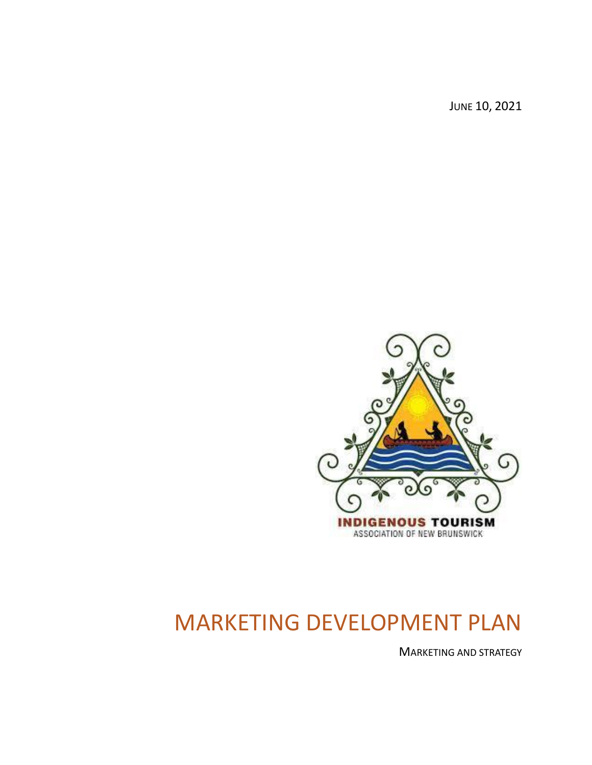JUNE 10, 2021

INDIGENOUS TOURISM
ASSOCIATION OF NEW BRUNSWICK

# MARKETING DEVELOPMENT PLAN

MARKETING AND STRATEGY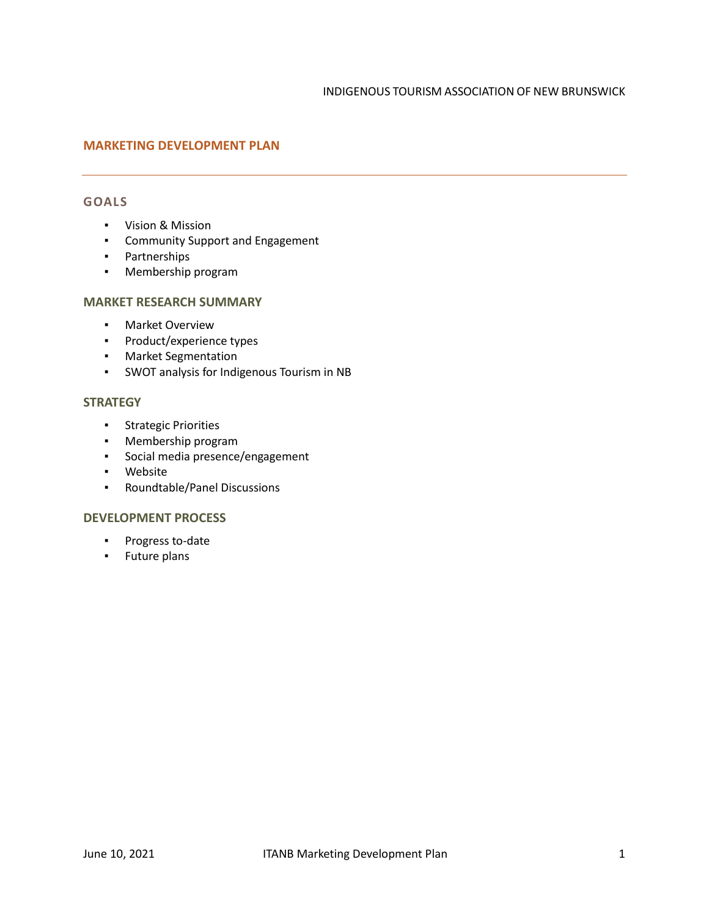INDIGENOUS TOURISM ASSOCIATION OF NEW BRUNSWICK

# MARKETING DEVELOPMENT PLAN

## GOALS

- Vision & Mission
- Community Support and Engagement
- Partnerships
- Membership program

## MARKET RESEARCH SUMMARY

- Market Overview
- Product/experience types
- Market Segmentation
- SWOT analysis for Indigenous Tourism in NB

## STRATEGY

- Strategic Priorities
- Membership program
- Social media presence/engagement
- Website
- Roundtable/Panel Discussions

## DEVELOPMENT PROCESS

- Progress to-date
- Future plans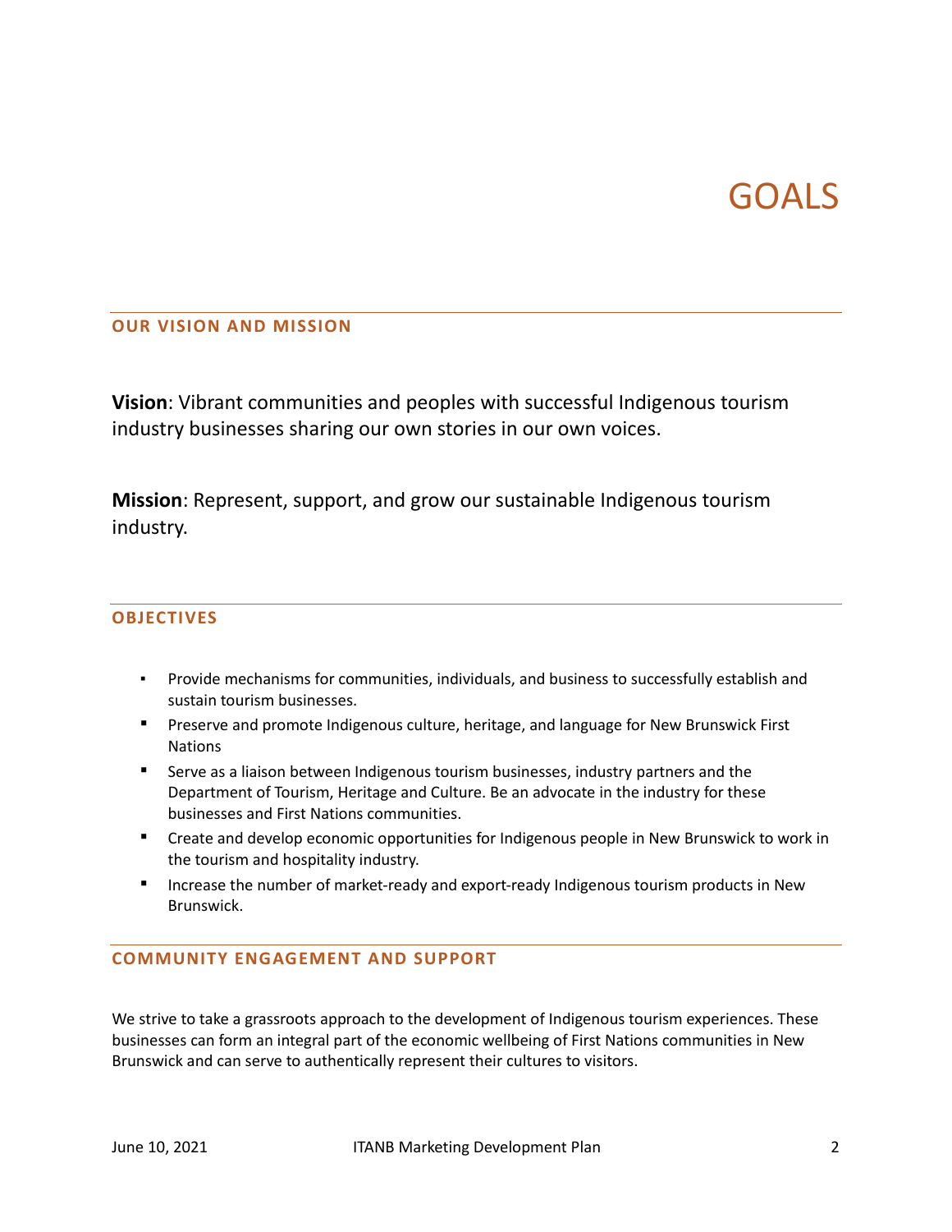# GOALS

## OUR VISION AND MISSION

**Vision**: Vibrant communities and peoples with successful Indigenous tourism industry businesses sharing our own stories in our own voices.

**Mission**: Represent, support, and grow our sustainable Indigenous tourism industry.

## OBJECTIVES

- Provide mechanisms for communities, individuals, and business to successfully establish and sustain tourism businesses.
- Preserve and promote Indigenous culture, heritage, and language for New Brunswick First Nations
- Serve as a liaison between Indigenous tourism businesses, industry partners and the Department of Tourism, Heritage and Culture. Be an advocate in the industry for these businesses and First Nations communities.
- Create and develop economic opportunities for Indigenous people in New Brunswick to work in the tourism and hospitality industry.
- Increase the number of market-ready and export-ready Indigenous tourism products in New Brunswick.

## COMMUNITY ENGAGEMENT AND SUPPORT

We strive to take a grassroots approach to the development of Indigenous tourism experiences. These businesses can form an integral part of the economic wellbeing of First Nations communities in New Brunswick and can serve to authentically represent their cultures to visitors.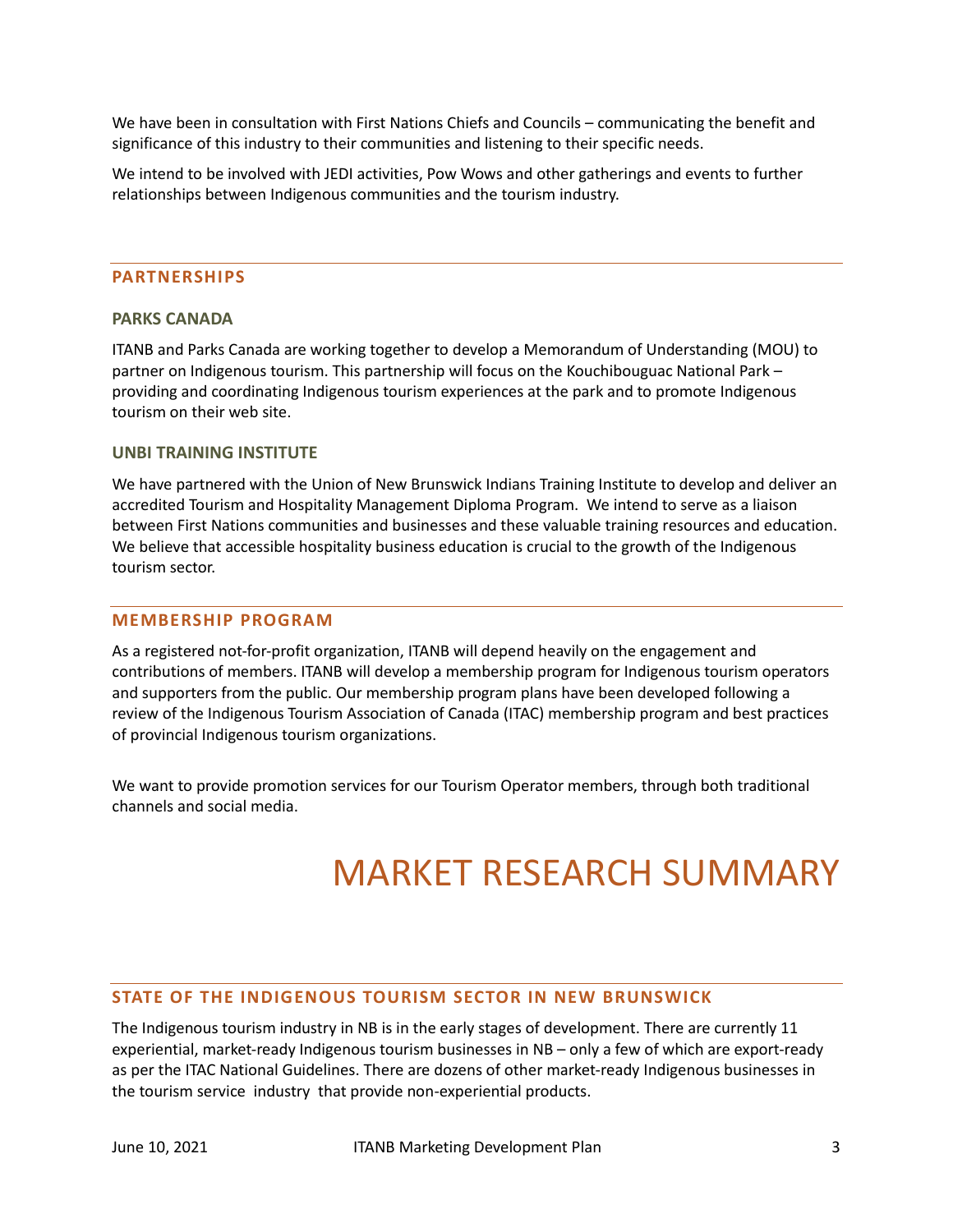We have been in consultation with First Nations Chiefs and Councils – communicating the benefit and significance of this industry to their communities and listening to their specific needs.

We intend to be involved with JEDI activities, Pow Wows and other gatherings and events to further relationships between Indigenous communities and the tourism industry.

## PARTNERSHIPS

### PARKS CANADA

ITANB and Parks Canada are working together to develop a Memorandum of Understanding (MOU) to partner on Indigenous tourism. This partnership will focus on the Kouchibouguac National Park – providing and coordinating Indigenous tourism experiences at the park and to promote Indigenous tourism on their web site.

### UNBI TRAINING INSTITUTE

We have partnered with the Union of New Brunswick Indians Training Institute to develop and deliver an accredited Tourism and Hospitality Management Diploma Program. We intend to serve as a liaison between First Nations communities and businesses and these valuable training resources and education. We believe that accessible hospitality business education is crucial to the growth of the Indigenous tourism sector.

## MEMBERSHIP PROGRAM

As a registered not-for-profit organization, ITANB will depend heavily on the engagement and contributions of members. ITANB will develop a membership program for Indigenous tourism operators and supporters from the public. Our membership program plans have been developed following a review of the Indigenous Tourism Association of Canada (ITAC) membership program and best practices of provincial Indigenous tourism organizations.

We want to provide promotion services for our Tourism Operator members, through both traditional channels and social media.

# MARKET RESEARCH SUMMARY

## STATE OF THE INDIGENOUS TOURISM SECTOR IN NEW BRUNSWICK

The Indigenous tourism industry in NB is in the early stages of development. There are currently 11 experiential, market-ready Indigenous tourism businesses in NB – only a few of which are export-ready as per the ITAC National Guidelines. There are dozens of other market-ready Indigenous businesses in the tourism service industry that provide non-experiential products.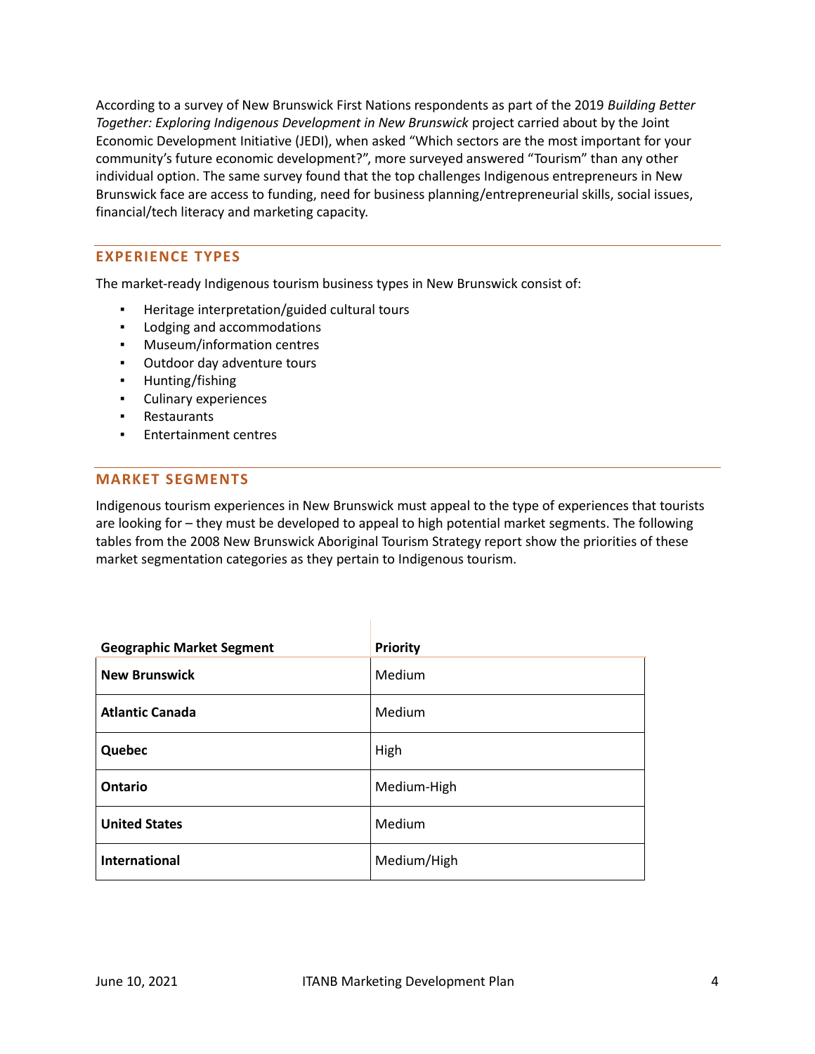According to a survey of New Brunswick First Nations respondents as part of the 2019 *Building Better Together: Exploring Indigenous Development in New Brunswick* project carried about by the Joint Economic Development Initiative (JEDI), when asked "Which sectors are the most important for your community's future economic development?", more surveyed answered "Tourism" than any other individual option. The same survey found that the top challenges Indigenous entrepreneurs in New Brunswick face are access to funding, need for business planning/entrepreneurial skills, social issues, financial/tech literacy and marketing capacity.

## EXPERIENCE TYPES

The market-ready Indigenous tourism business types in New Brunswick consist of:

- Heritage interpretation/guided cultural tours
- Lodging and accommodations
- Museum/information centres
- Outdoor day adventure tours
- Hunting/fishing
- Culinary experiences
- Restaurants
- Entertainment centres

## MARKET SEGMENTS

Indigenous tourism experiences in New Brunswick must appeal to the type of experiences that tourists are looking for – they must be developed to appeal to high potential market segments. The following tables from the 2008 New Brunswick Aboriginal Tourism Strategy report show the priorities of these market segmentation categories as they pertain to Indigenous tourism.

| Geographic Market Segment | Priority |
|---|---|
| **New Brunswick** | Medium |
| **Atlantic Canada** | Medium |
| **Quebec** | High |
| **Ontario** | Medium-High |
| **United States** | Medium |
| **International** | Medium/High |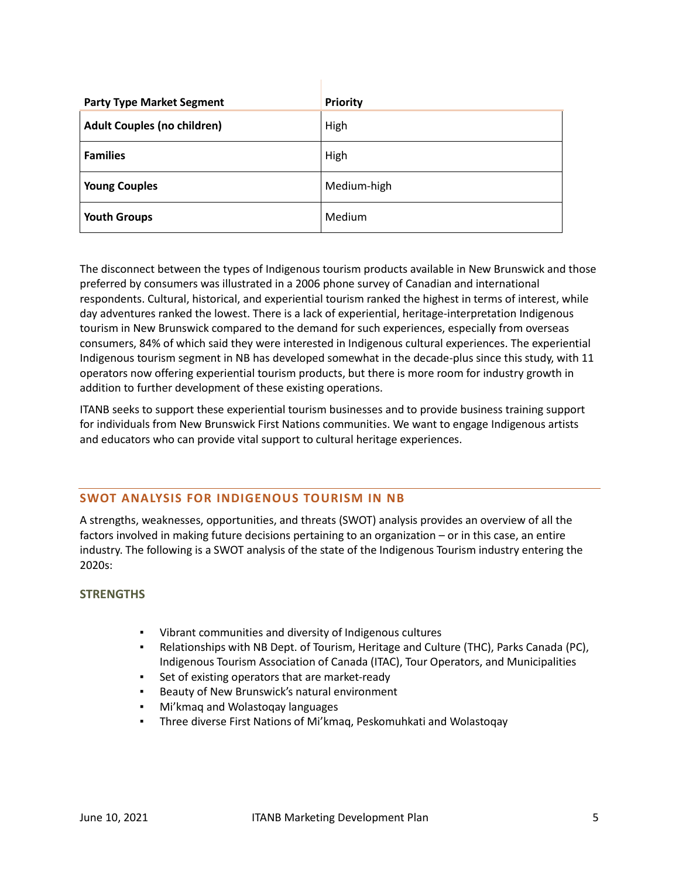| Party Type Market Segment | Priority |
|---|---|
| **Adult Couples (no children)** | High |
| **Families** | High |
| **Young Couples** | Medium-high |
| **Youth Groups** | Medium |

The disconnect between the types of Indigenous tourism products available in New Brunswick and those preferred by consumers was illustrated in a 2006 phone survey of Canadian and international respondents. Cultural, historical, and experiential tourism ranked the highest in terms of interest, while day adventures ranked the lowest. There is a lack of experiential, heritage-interpretation Indigenous tourism in New Brunswick compared to the demand for such experiences, especially from overseas consumers, 84% of which said they were interested in Indigenous cultural experiences. The experiential Indigenous tourism segment in NB has developed somewhat in the decade-plus since this study, with 11 operators now offering experiential tourism products, but there is more room for industry growth in addition to further development of these existing operations.

ITANB seeks to support these experiential tourism businesses and to provide business training support for individuals from New Brunswick First Nations communities. We want to engage Indigenous artists and educators who can provide vital support to cultural heritage experiences.

## SWOT ANALYSIS FOR INDIGENOUS TOURISM IN NB

A strengths, weaknesses, opportunities, and threats (SWOT) analysis provides an overview of all the factors involved in making future decisions pertaining to an organization – or in this case, an entire industry. The following is a SWOT analysis of the state of the Indigenous Tourism industry entering the 2020s:

### STRENGTHS

- Vibrant communities and diversity of Indigenous cultures
- Relationships with NB Dept. of Tourism, Heritage and Culture (THC), Parks Canada (PC), Indigenous Tourism Association of Canada (ITAC), Tour Operators, and Municipalities
- Set of existing operators that are market-ready
- Beauty of New Brunswick's natural environment
- Mi'kmaq and Wolastoqay languages
- Three diverse First Nations of Mi'kmaq, Peskomuhkati and Wolastoqay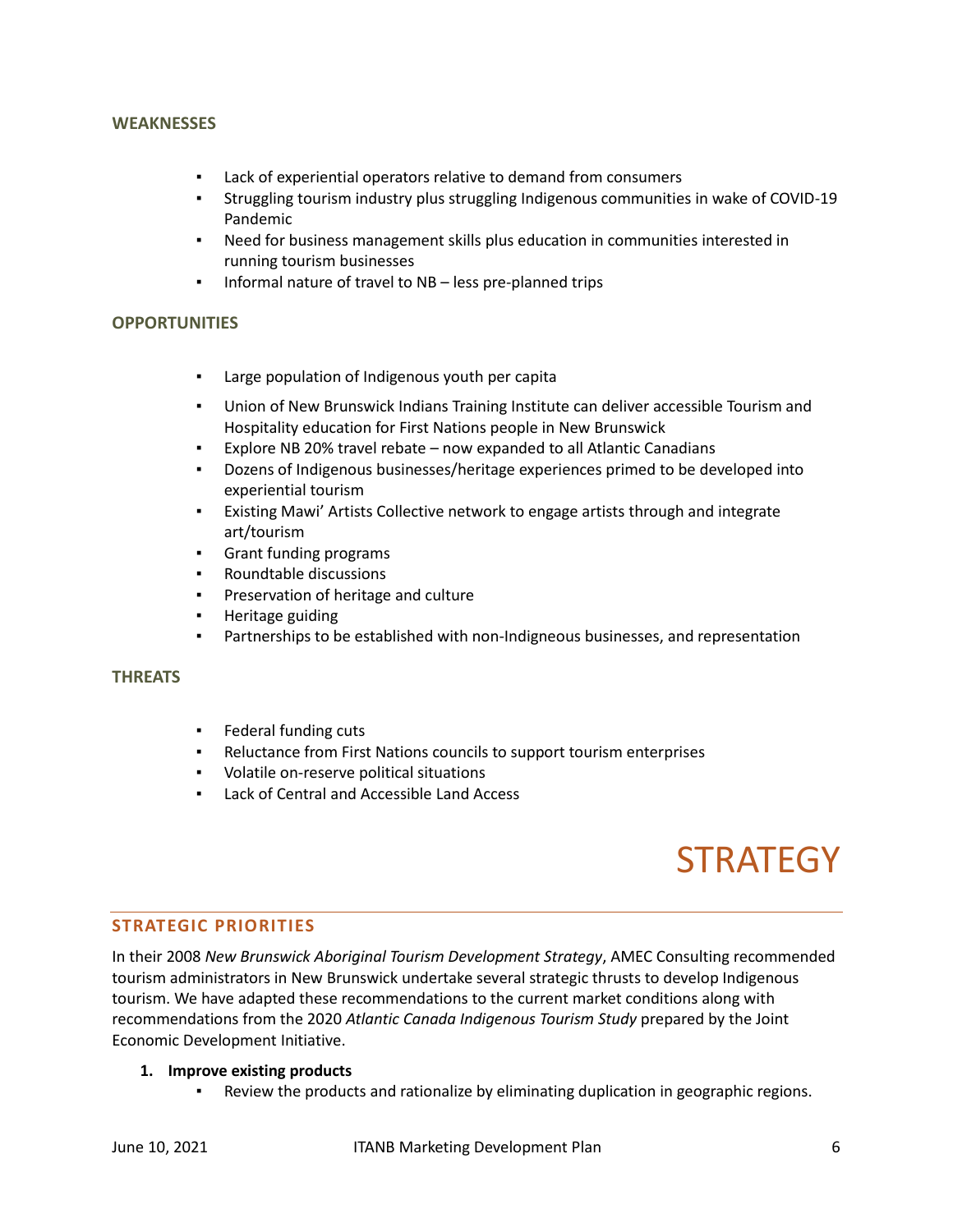### WEAKNESSES

- Lack of experiential operators relative to demand from consumers
- Struggling tourism industry plus struggling Indigenous communities in wake of COVID-19 Pandemic
- Need for business management skills plus education in communities interested in running tourism businesses
- Informal nature of travel to NB – less pre-planned trips

### OPPORTUNITIES

- Large population of Indigenous youth per capita
- Union of New Brunswick Indians Training Institute can deliver accessible Tourism and Hospitality education for First Nations people in New Brunswick
- Explore NB 20% travel rebate – now expanded to all Atlantic Canadians
- Dozens of Indigenous businesses/heritage experiences primed to be developed into experiential tourism
- Existing Mawi' Artists Collective network to engage artists through and integrate art/tourism
- Grant funding programs
- Roundtable discussions
- Preservation of heritage and culture
- Heritage guiding
- Partnerships to be established with non-Indigneous businesses, and representation

### THREATS

- Federal funding cuts
- Reluctance from First Nations councils to support tourism enterprises
- Volatile on-reserve political situations
- Lack of Central and Accessible Land Access

# STRATEGY

## STRATEGIC PRIORITIES

In their 2008 *New Brunswick Aboriginal Tourism Development Strategy*, AMEC Consulting recommended tourism administrators in New Brunswick undertake several strategic thrusts to develop Indigenous tourism. We have adapted these recommendations to the current market conditions along with recommendations from the 2020 *Atlantic Canada Indigenous Tourism Study* prepared by the Joint Economic Development Initiative.

1. **Improve existing products**
   - Review the products and rationalize by eliminating duplication in geographic regions.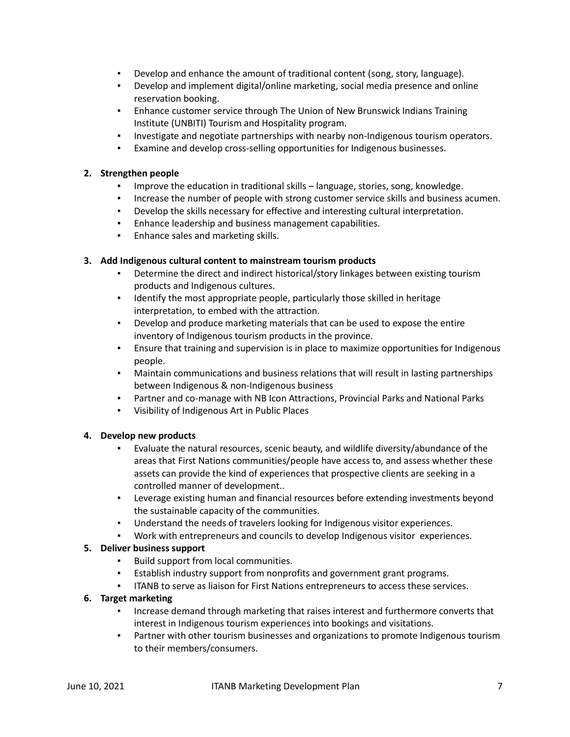- Develop and enhance the amount of traditional content (song, story, language).
- Develop and implement digital/online marketing, social media presence and online reservation booking.
- Enhance customer service through The Union of New Brunswick Indians Training Institute (UNBITI) Tourism and Hospitality program.
- Investigate and negotiate partnerships with nearby non-Indigenous tourism operators.
- Examine and develop cross-selling opportunities for Indigenous businesses.

**2. Strengthen people**

- Improve the education in traditional skills – language, stories, song, knowledge.
- Increase the number of people with strong customer service skills and business acumen.
- Develop the skills necessary for effective and interesting cultural interpretation.
- Enhance leadership and business management capabilities.
- Enhance sales and marketing skills.

**3. Add Indigenous cultural content to mainstream tourism products**

- Determine the direct and indirect historical/story linkages between existing tourism products and Indigenous cultures.
- Identify the most appropriate people, particularly those skilled in heritage interpretation, to embed with the attraction.
- Develop and produce marketing materials that can be used to expose the entire inventory of Indigenous tourism products in the province.
- Ensure that training and supervision is in place to maximize opportunities for Indigenous people.
- Maintain communications and business relations that will result in lasting partnerships between Indigenous & non-Indigenous business
- Partner and co-manage with NB Icon Attractions, Provincial Parks and National Parks
- Visibility of Indigenous Art in Public Places

**4. Develop new products**

- Evaluate the natural resources, scenic beauty, and wildlife diversity/abundance of the areas that First Nations communities/people have access to, and assess whether these assets can provide the kind of experiences that prospective clients are seeking in a controlled manner of development..
- Leverage existing human and financial resources before extending investments beyond the sustainable capacity of the communities.
- Understand the needs of travelers looking for Indigenous visitor experiences.
- Work with entrepreneurs and councils to develop Indigenous visitor experiences.

**5. Deliver business support**

- Build support from local communities.
- Establish industry support from nonprofits and government grant programs.
- ITANB to serve as liaison for First Nations entrepreneurs to access these services.

**6. Target marketing**

- Increase demand through marketing that raises interest and furthermore converts that interest in Indigenous tourism experiences into bookings and visitations.
- Partner with other tourism businesses and organizations to promote Indigenous tourism to their members/consumers.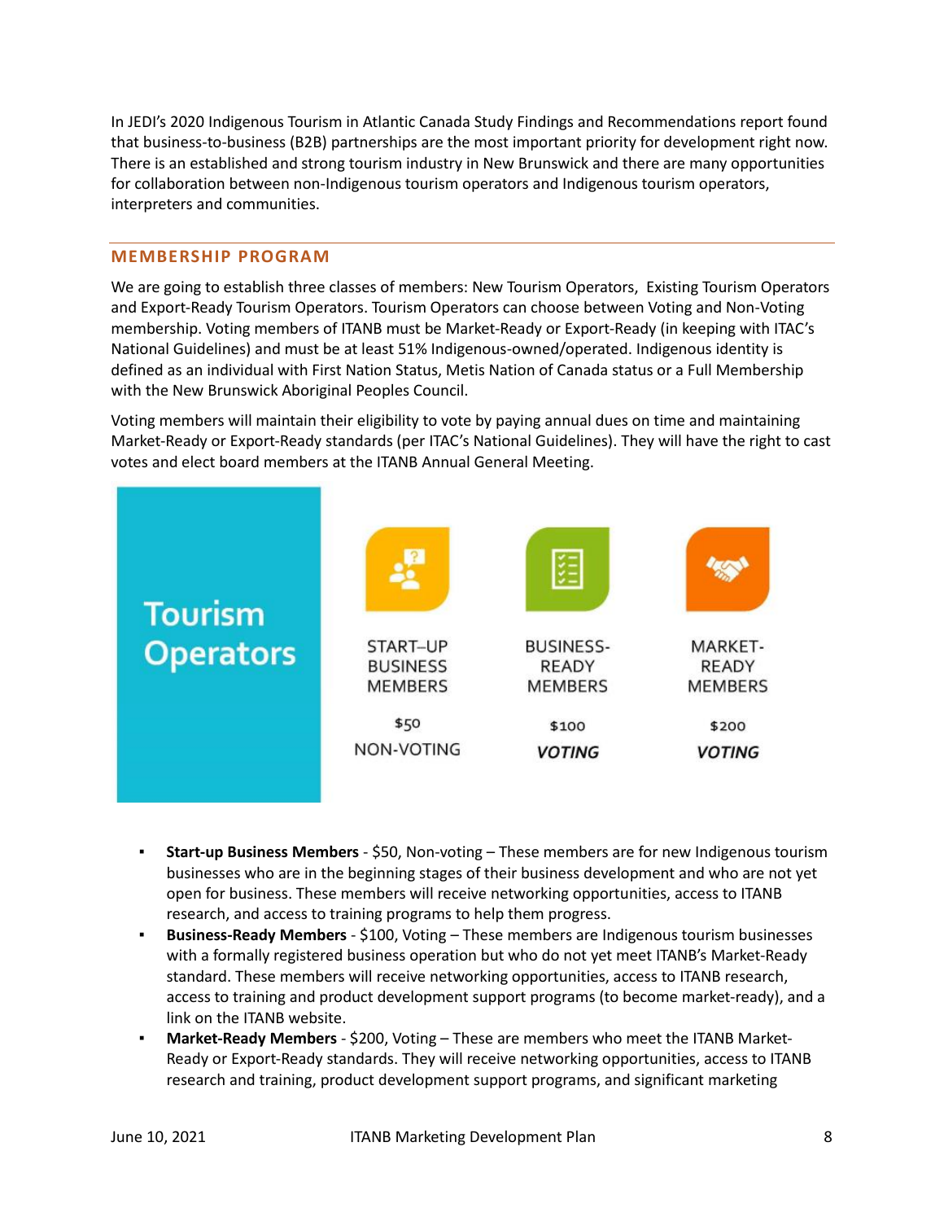In JEDI's 2020 Indigenous Tourism in Atlantic Canada Study Findings and Recommendations report found that business-to-business (B2B) partnerships are the most important priority for development right now. There is an established and strong tourism industry in New Brunswick and there are many opportunities for collaboration between non-Indigenous tourism operators and Indigenous tourism operators, interpreters and communities.

## MEMBERSHIP PROGRAM

We are going to establish three classes of members: New Tourism Operators, Existing Tourism Operators and Export-Ready Tourism Operators. Tourism Operators can choose between Voting and Non-Voting membership. Voting members of ITANB must be Market-Ready or Export-Ready (in keeping with ITAC's National Guidelines) and must be at least 51% Indigenous-owned/operated. Indigenous identity is defined as an individual with First Nation Status, Metis Nation of Canada status or a Full Membership with the New Brunswick Aboriginal Peoples Council.

Voting members will maintain their eligibility to vote by paying annual dues on time and maintaining Market-Ready or Export-Ready standards (per ITAC's National Guidelines). They will have the right to cast votes and elect board members at the ITANB Annual General Meeting.

| Tourism Operators | START–UP BUSINESS MEMBERS | BUSINESS-READY MEMBERS | MARKET-READY MEMBERS |
|---|---|---|---|
| | $50 | $100 | $200 |
| | NON-VOTING | ***VOTING*** | ***VOTING*** |

- **Start-up Business Members** - $50, Non-voting – These members are for new Indigenous tourism businesses who are in the beginning stages of their business development and who are not yet open for business. These members will receive networking opportunities, access to ITANB research, and access to training programs to help them progress.
- **Business-Ready Members** - $100, Voting – These members are Indigenous tourism businesses with a formally registered business operation but who do not yet meet ITANB's Market-Ready standard. These members will receive networking opportunities, access to ITANB research, access to training and product development support programs (to become market-ready), and a link on the ITANB website.
- **Market-Ready Members** - $200, Voting – These are members who meet the ITANB Market-Ready or Export-Ready standards. They will receive networking opportunities, access to ITANB research and training, product development support programs, and significant marketing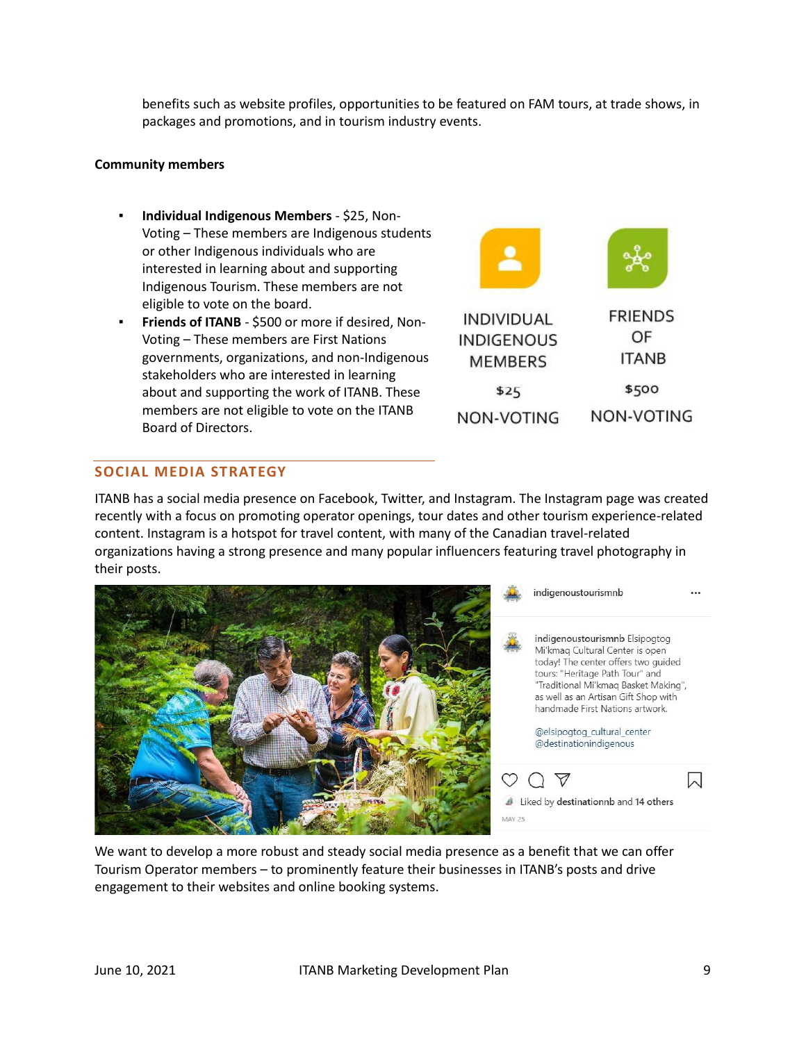benefits such as website profiles, opportunities to be featured on FAM tours, at trade shows, in packages and promotions, and in tourism industry events.

**Community members**

- **Individual Indigenous Members** - $25, Non-Voting – These members are Indigenous students or other Indigenous individuals who are interested in learning about and supporting Indigenous Tourism. These members are not eligible to vote on the board.
- **Friends of ITANB** - $500 or more if desired, Non-Voting – These members are First Nations governments, organizations, and non-Indigenous stakeholders who are interested in learning about and supporting the work of ITANB. These members are not eligible to vote on the ITANB Board of Directors.

| INDIVIDUAL INDIGENOUS MEMBERS | FRIENDS OF ITANB |
| --- | --- |
| $25 | $500 |
| NON-VOTING | NON-VOTING |

## SOCIAL MEDIA STRATEGY

ITANB has a social media presence on Facebook, Twitter, and Instagram. The Instagram page was created recently with a focus on promoting operator openings, tour dates and other tourism experience-related content. Instagram is a hotspot for travel content, with many of the Canadian travel-related organizations having a strong presence and many popular influencers featuring travel photography in their posts.

indigenoustourismnb

indigenoustourismnb Elsipogtog Mi'kmaq Cultural Center is open today! The center offers two guided tours: "Heritage Path Tour" and "Traditional Mi'kmaq Basket Making", as well as an Artisan Gift Shop with handmade First Nations artwork.

@elsipogtog_cultural_center @destinationindigenous

Liked by destinationnb and 14 others

MAY 25

We want to develop a more robust and steady social media presence as a benefit that we can offer Tourism Operator members – to prominently feature their businesses in ITANB's posts and drive engagement to their websites and online booking systems.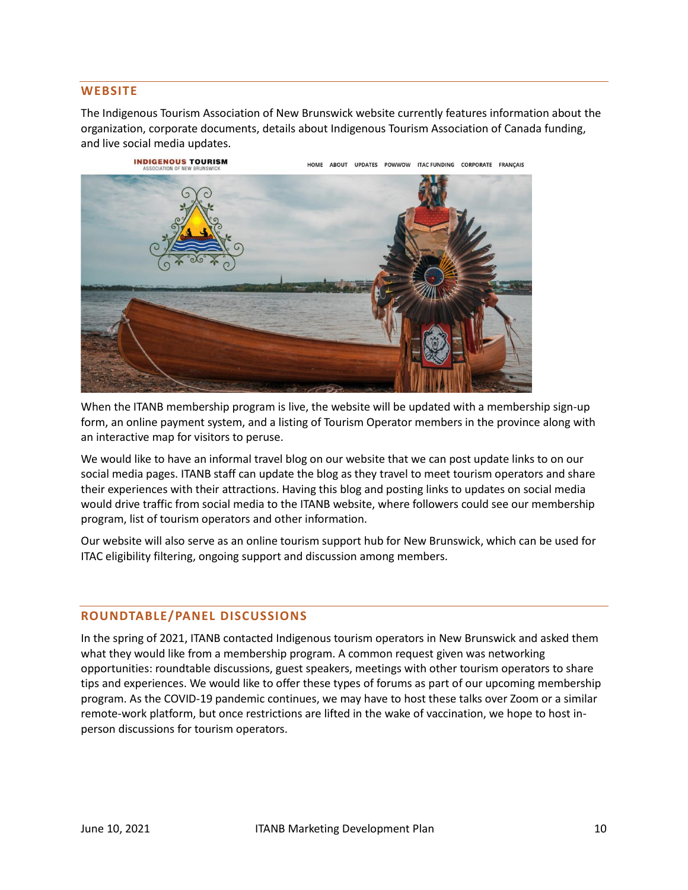## WEBSITE

The Indigenous Tourism Association of New Brunswick website currently features information about the organization, corporate documents, details about Indigenous Tourism Association of Canada funding, and live social media updates.

When the ITANB membership program is live, the website will be updated with a membership sign-up form, an online payment system, and a listing of Tourism Operator members in the province along with an interactive map for visitors to peruse.

We would like to have an informal travel blog on our website that we can post update links to on our social media pages. ITANB staff can update the blog as they travel to meet tourism operators and share their experiences with their attractions. Having this blog and posting links to updates on social media would drive traffic from social media to the ITANB website, where followers could see our membership program, list of tourism operators and other information.

Our website will also serve as an online tourism support hub for New Brunswick, which can be used for ITAC eligibility filtering, ongoing support and discussion among members.

## ROUNDTABLE/PANEL DISCUSSIONS

In the spring of 2021, ITANB contacted Indigenous tourism operators in New Brunswick and asked them what they would like from a membership program. A common request given was networking opportunities: roundtable discussions, guest speakers, meetings with other tourism operators to share tips and experiences. We would like to offer these types of forums as part of our upcoming membership program. As the COVID-19 pandemic continues, we may have to host these talks over Zoom or a similar remote-work platform, but once restrictions are lifted in the wake of vaccination, we hope to host in-person discussions for tourism operators.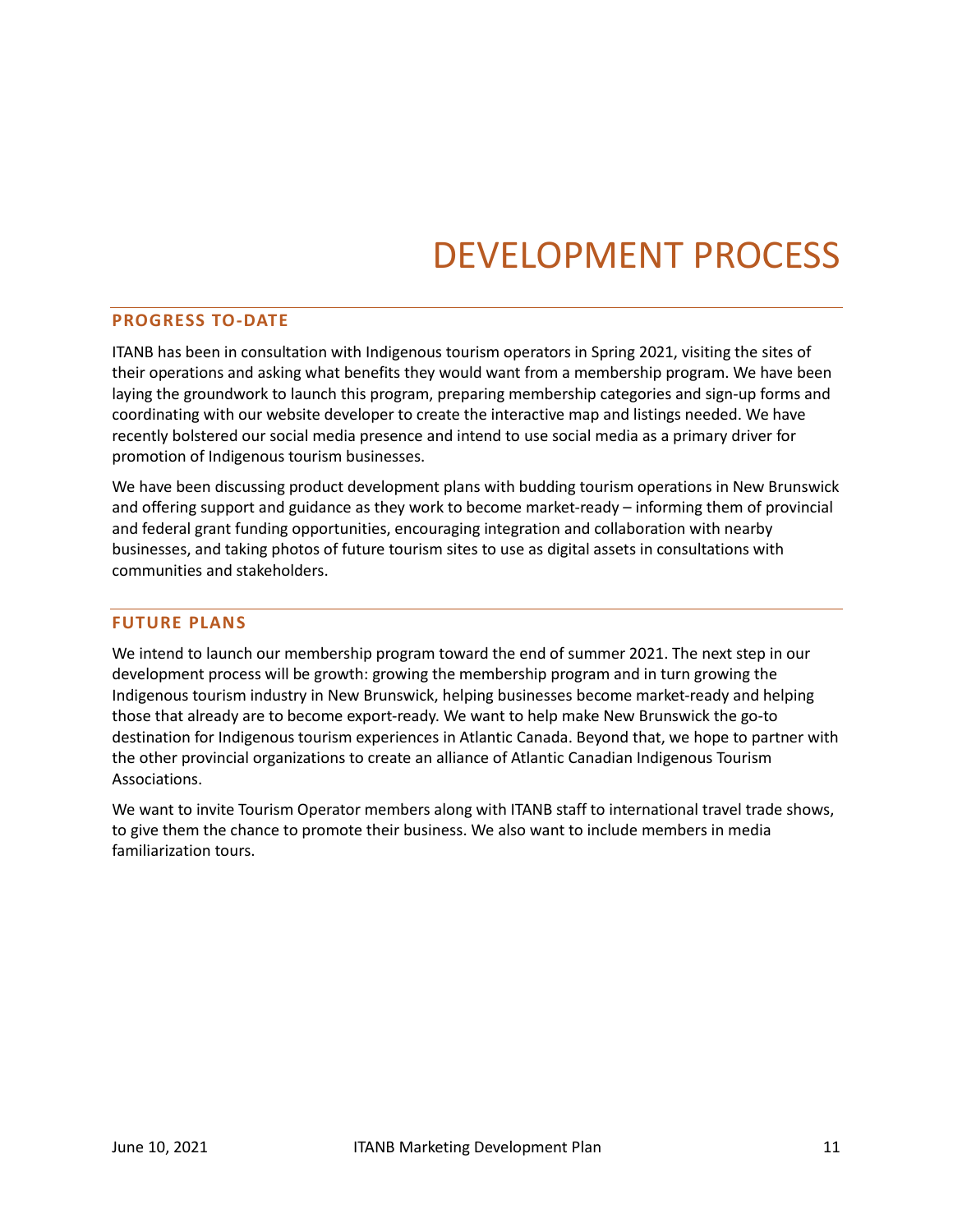# DEVELOPMENT PROCESS

## PROGRESS TO-DATE

ITANB has been in consultation with Indigenous tourism operators in Spring 2021, visiting the sites of their operations and asking what benefits they would want from a membership program. We have been laying the groundwork to launch this program, preparing membership categories and sign-up forms and coordinating with our website developer to create the interactive map and listings needed. We have recently bolstered our social media presence and intend to use social media as a primary driver for promotion of Indigenous tourism businesses.

We have been discussing product development plans with budding tourism operations in New Brunswick and offering support and guidance as they work to become market-ready – informing them of provincial and federal grant funding opportunities, encouraging integration and collaboration with nearby businesses, and taking photos of future tourism sites to use as digital assets in consultations with communities and stakeholders.

## FUTURE PLANS

We intend to launch our membership program toward the end of summer 2021. The next step in our development process will be growth: growing the membership program and in turn growing the Indigenous tourism industry in New Brunswick, helping businesses become market-ready and helping those that already are to become export-ready. We want to help make New Brunswick the go-to destination for Indigenous tourism experiences in Atlantic Canada. Beyond that, we hope to partner with the other provincial organizations to create an alliance of Atlantic Canadian Indigenous Tourism Associations.

We want to invite Tourism Operator members along with ITANB staff to international travel trade shows, to give them the chance to promote their business. We also want to include members in media familiarization tours.